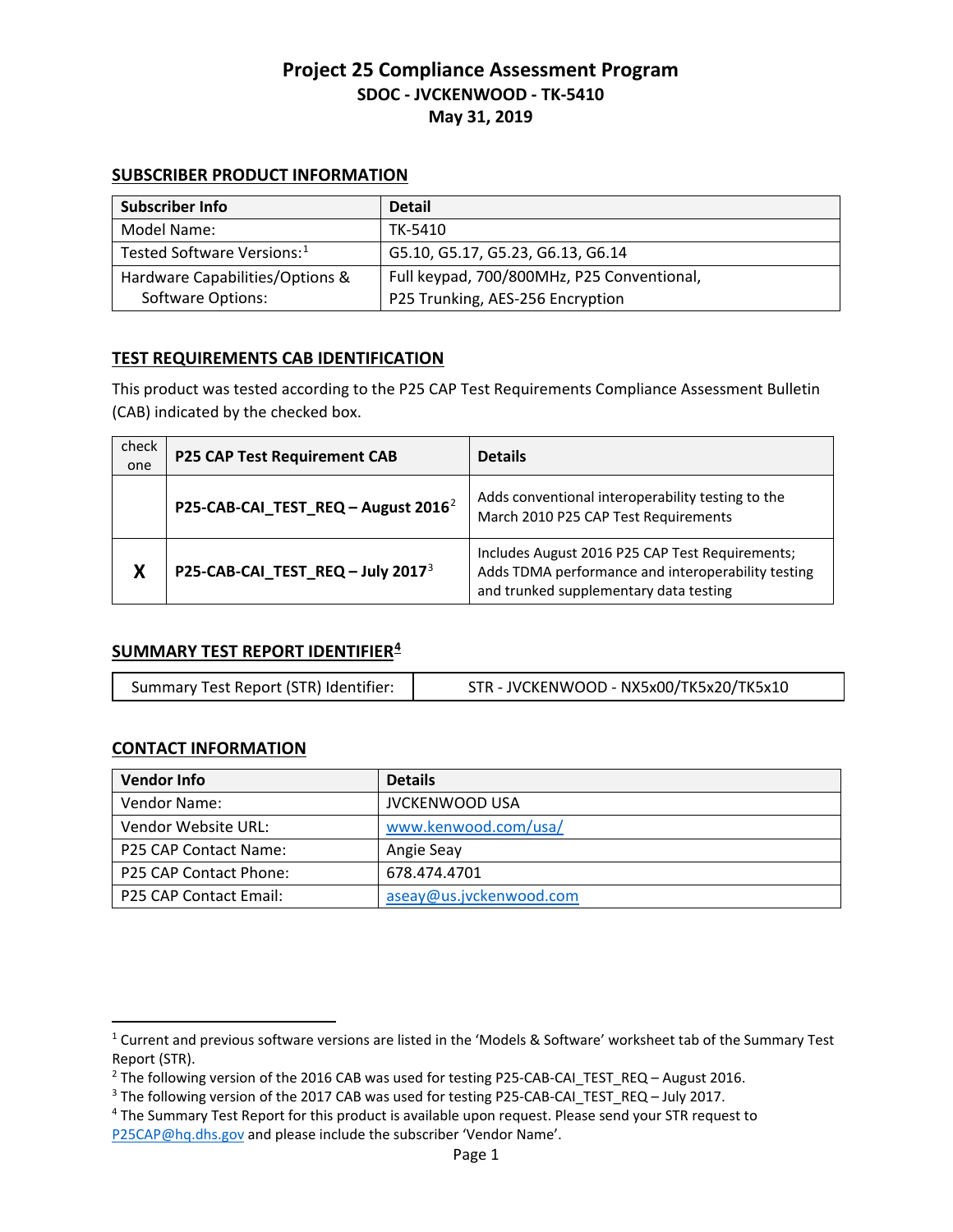# Project 25 Compliance Assessment Program
## SDOC - JVCKENWOOD - TK-5410
## May 31, 2019

### SUBSCRIBER PRODUCT INFORMATION

| Subscriber Info | Detail |
|---|---|
| Model Name: | TK-5410 |
| Tested Software Versions:[1] | G5.10, G5.17, G5.23, G6.13, G6.14 |
| Hardware Capabilities/Options & Software Options: | Full keypad, 700/800MHz, P25 Conventional, P25 Trunking, AES-256 Encryption |

### TEST REQUIREMENTS CAB IDENTIFICATION

This product was tested according to the P25 CAP Test Requirements Compliance Assessment Bulletin (CAB) indicated by the checked box.

| check one | P25 CAP Test Requirement CAB | Details |
|---|---|---|
| | **P25-CAB-CAI_TEST_REQ – August 2016**[2] | Adds conventional interoperability testing to the March 2010 P25 CAP Test Requirements |
| **X** | **P25-CAB-CAI_TEST_REQ – July 2017**[3] | Includes August 2016 P25 CAP Test Requirements; Adds TDMA performance and interoperability testing and trunked supplementary data testing |

### SUMMARY TEST REPORT IDENTIFIER[4]

| Summary Test Report (STR) Identifier: | STR - JVCKENWOOD - NX5x00/TK5x20/TK5x10 |
|---|---|

### CONTACT INFORMATION

| Vendor Info | Details |
|---|---|
| Vendor Name: | JVCKENWOOD USA |
| Vendor Website URL: | www.kenwood.com/usa/ |
| P25 CAP Contact Name: | Angie Seay |
| P25 CAP Contact Phone: | 678.474.4701 |
| P25 CAP Contact Email: | aseay@us.jvckenwood.com |

---

[1] Current and previous software versions are listed in the 'Models & Software' worksheet tab of the Summary Test Report (STR).

[2] The following version of the 2016 CAB was used for testing P25-CAB-CAI_TEST_REQ – August 2016.

[3] The following version of the 2017 CAB was used for testing P25-CAB-CAI_TEST_REQ – July 2017.

[4] The Summary Test Report for this product is available upon request. Please send your STR request to P25CAP@hq.dhs.gov and please include the subscriber 'Vendor Name'.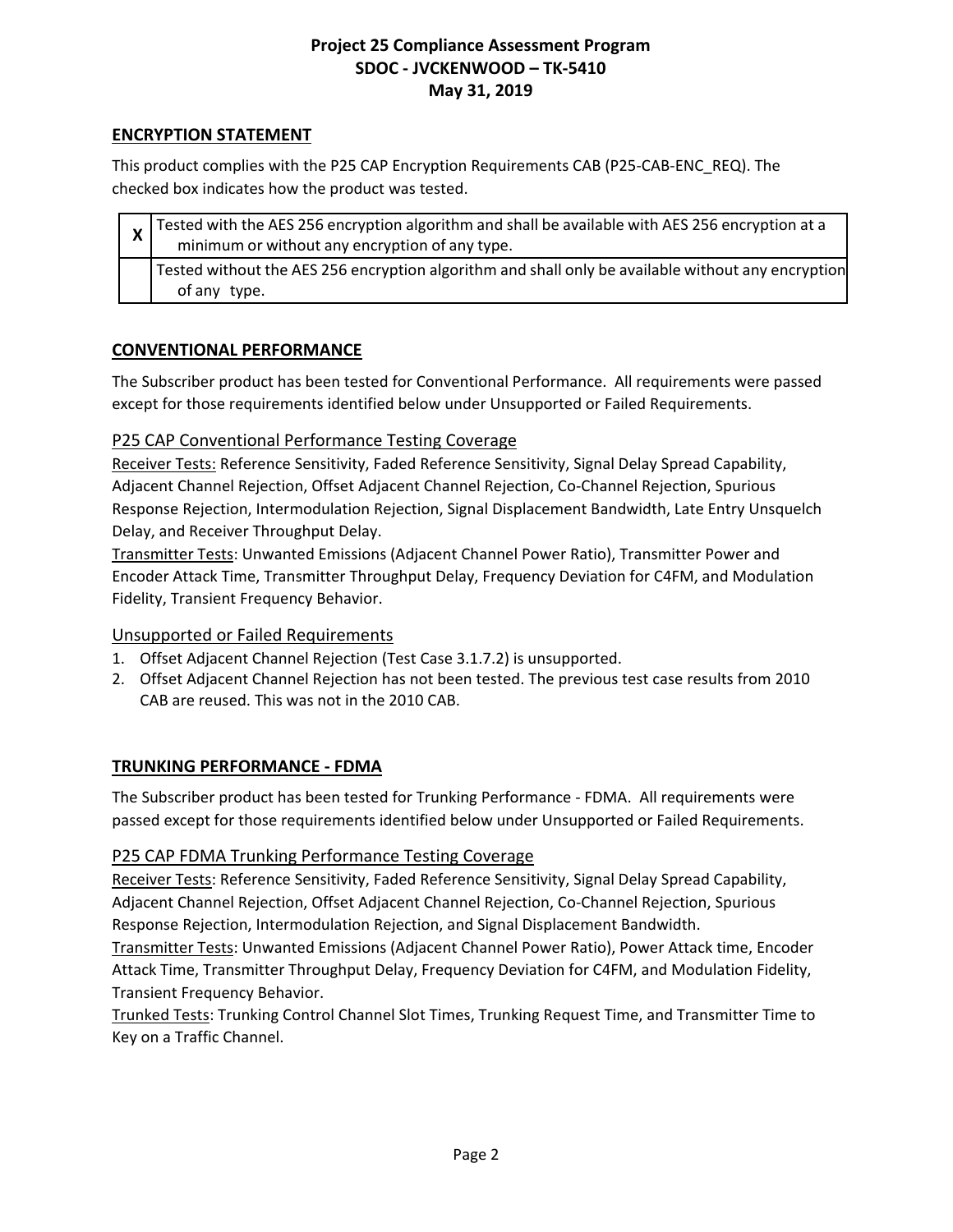## ENCRYPTION STATEMENT

This product complies with the P25 CAP Encryption Requirements CAB (P25-CAB-ENC_REQ). The checked box indicates how the product was tested.

| | |
|---|---|
| X | Tested with the AES 256 encryption algorithm and shall be available with AES 256 encryption at a minimum or without any encryption of any type. |
| | Tested without the AES 256 encryption algorithm and shall only be available without any encryption of any type. |

## CONVENTIONAL PERFORMANCE

The Subscriber product has been tested for Conventional Performance. All requirements were passed except for those requirements identified below under Unsupported or Failed Requirements.

### P25 CAP Conventional Performance Testing Coverage

Receiver Tests: Reference Sensitivity, Faded Reference Sensitivity, Signal Delay Spread Capability, Adjacent Channel Rejection, Offset Adjacent Channel Rejection, Co-Channel Rejection, Spurious Response Rejection, Intermodulation Rejection, Signal Displacement Bandwidth, Late Entry Unsquelch Delay, and Receiver Throughput Delay.

Transmitter Tests: Unwanted Emissions (Adjacent Channel Power Ratio), Transmitter Power and Encoder Attack Time, Transmitter Throughput Delay, Frequency Deviation for C4FM, and Modulation Fidelity, Transient Frequency Behavior.

### Unsupported or Failed Requirements

1. Offset Adjacent Channel Rejection (Test Case 3.1.7.2) is unsupported.
2. Offset Adjacent Channel Rejection has not been tested. The previous test case results from 2010 CAB are reused. This was not in the 2010 CAB.

## TRUNKING PERFORMANCE - FDMA

The Subscriber product has been tested for Trunking Performance - FDMA. All requirements were passed except for those requirements identified below under Unsupported or Failed Requirements.

### P25 CAP FDMA Trunking Performance Testing Coverage

Receiver Tests: Reference Sensitivity, Faded Reference Sensitivity, Signal Delay Spread Capability, Adjacent Channel Rejection, Offset Adjacent Channel Rejection, Co-Channel Rejection, Spurious Response Rejection, Intermodulation Rejection, and Signal Displacement Bandwidth.

Transmitter Tests: Unwanted Emissions (Adjacent Channel Power Ratio), Power Attack time, Encoder Attack Time, Transmitter Throughput Delay, Frequency Deviation for C4FM, and Modulation Fidelity, Transient Frequency Behavior.

Trunked Tests: Trunking Control Channel Slot Times, Trunking Request Time, and Transmitter Time to Key on a Traffic Channel.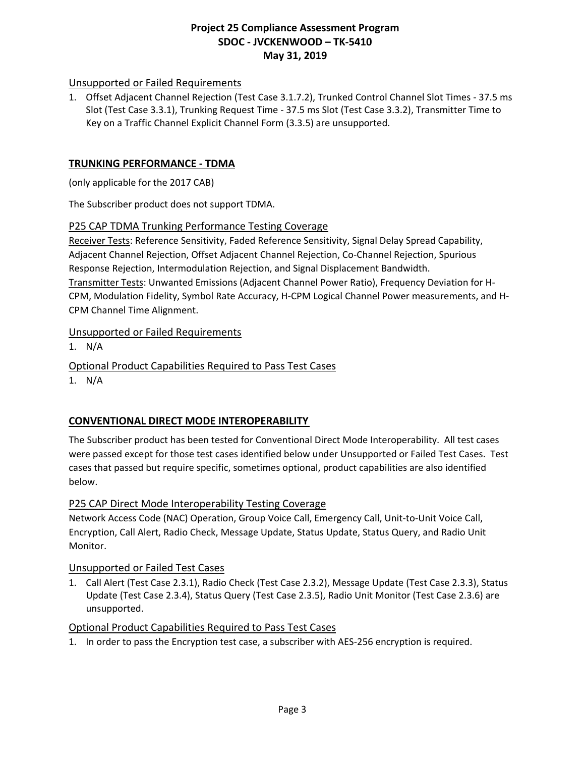### Unsupported or Failed Requirements

1. Offset Adjacent Channel Rejection (Test Case 3.1.7.2), Trunked Control Channel Slot Times - 37.5 ms Slot (Test Case 3.3.1), Trunking Request Time - 37.5 ms Slot (Test Case 3.3.2), Transmitter Time to Key on a Traffic Channel Explicit Channel Form (3.3.5) are unsupported.

## TRUNKING PERFORMANCE - TDMA

(only applicable for the 2017 CAB)

The Subscriber product does not support TDMA.

### P25 CAP TDMA Trunking Performance Testing Coverage

Receiver Tests: Reference Sensitivity, Faded Reference Sensitivity, Signal Delay Spread Capability, Adjacent Channel Rejection, Offset Adjacent Channel Rejection, Co-Channel Rejection, Spurious Response Rejection, Intermodulation Rejection, and Signal Displacement Bandwidth.
Transmitter Tests: Unwanted Emissions (Adjacent Channel Power Ratio), Frequency Deviation for H-CPM, Modulation Fidelity, Symbol Rate Accuracy, H-CPM Logical Channel Power measurements, and H-CPM Channel Time Alignment.

### Unsupported or Failed Requirements

1. N/A

### Optional Product Capabilities Required to Pass Test Cases

1. N/A

## CONVENTIONAL DIRECT MODE INTEROPERABILITY

The Subscriber product has been tested for Conventional Direct Mode Interoperability. All test cases were passed except for those test cases identified below under Unsupported or Failed Test Cases. Test cases that passed but require specific, sometimes optional, product capabilities are also identified below.

### P25 CAP Direct Mode Interoperability Testing Coverage

Network Access Code (NAC) Operation, Group Voice Call, Emergency Call, Unit-to-Unit Voice Call, Encryption, Call Alert, Radio Check, Message Update, Status Update, Status Query, and Radio Unit Monitor.

### Unsupported or Failed Test Cases

1. Call Alert (Test Case 2.3.1), Radio Check (Test Case 2.3.2), Message Update (Test Case 2.3.3), Status Update (Test Case 2.3.4), Status Query (Test Case 2.3.5), Radio Unit Monitor (Test Case 2.3.6) are unsupported.

### Optional Product Capabilities Required to Pass Test Cases

1. In order to pass the Encryption test case, a subscriber with AES-256 encryption is required.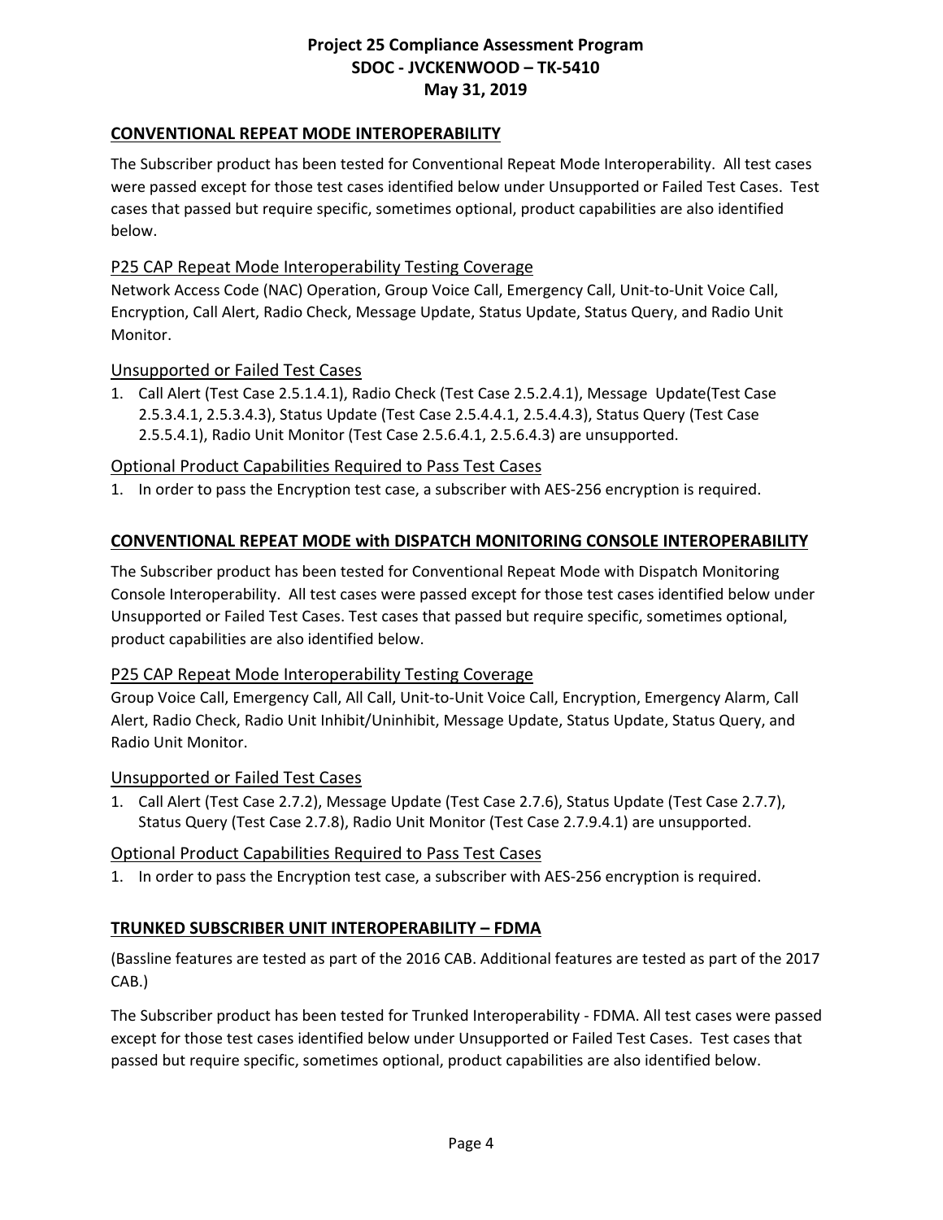## CONVENTIONAL REPEAT MODE INTEROPERABILITY

The Subscriber product has been tested for Conventional Repeat Mode Interoperability. All test cases were passed except for those test cases identified below under Unsupported or Failed Test Cases. Test cases that passed but require specific, sometimes optional, product capabilities are also identified below.

### P25 CAP Repeat Mode Interoperability Testing Coverage

Network Access Code (NAC) Operation, Group Voice Call, Emergency Call, Unit-to-Unit Voice Call, Encryption, Call Alert, Radio Check, Message Update, Status Update, Status Query, and Radio Unit Monitor.

### Unsupported or Failed Test Cases

1. Call Alert (Test Case 2.5.1.4.1), Radio Check (Test Case 2.5.2.4.1), Message Update(Test Case 2.5.3.4.1, 2.5.3.4.3), Status Update (Test Case 2.5.4.4.1, 2.5.4.4.3), Status Query (Test Case 2.5.5.4.1), Radio Unit Monitor (Test Case 2.5.6.4.1, 2.5.6.4.3) are unsupported.

### Optional Product Capabilities Required to Pass Test Cases

1. In order to pass the Encryption test case, a subscriber with AES-256 encryption is required.

## CONVENTIONAL REPEAT MODE with DISPATCH MONITORING CONSOLE INTEROPERABILITY

The Subscriber product has been tested for Conventional Repeat Mode with Dispatch Monitoring Console Interoperability. All test cases were passed except for those test cases identified below under Unsupported or Failed Test Cases. Test cases that passed but require specific, sometimes optional, product capabilities are also identified below.

### P25 CAP Repeat Mode Interoperability Testing Coverage

Group Voice Call, Emergency Call, All Call, Unit-to-Unit Voice Call, Encryption, Emergency Alarm, Call Alert, Radio Check, Radio Unit Inhibit/Uninhibit, Message Update, Status Update, Status Query, and Radio Unit Monitor.

### Unsupported or Failed Test Cases

1. Call Alert (Test Case 2.7.2), Message Update (Test Case 2.7.6), Status Update (Test Case 2.7.7), Status Query (Test Case 2.7.8), Radio Unit Monitor (Test Case 2.7.9.4.1) are unsupported.

### Optional Product Capabilities Required to Pass Test Cases

1. In order to pass the Encryption test case, a subscriber with AES-256 encryption is required.

## TRUNKED SUBSCRIBER UNIT INTEROPERABILITY – FDMA

(Bassline features are tested as part of the 2016 CAB. Additional features are tested as part of the 2017 CAB.)

The Subscriber product has been tested for Trunked Interoperability - FDMA. All test cases were passed except for those test cases identified below under Unsupported or Failed Test Cases. Test cases that passed but require specific, sometimes optional, product capabilities are also identified below.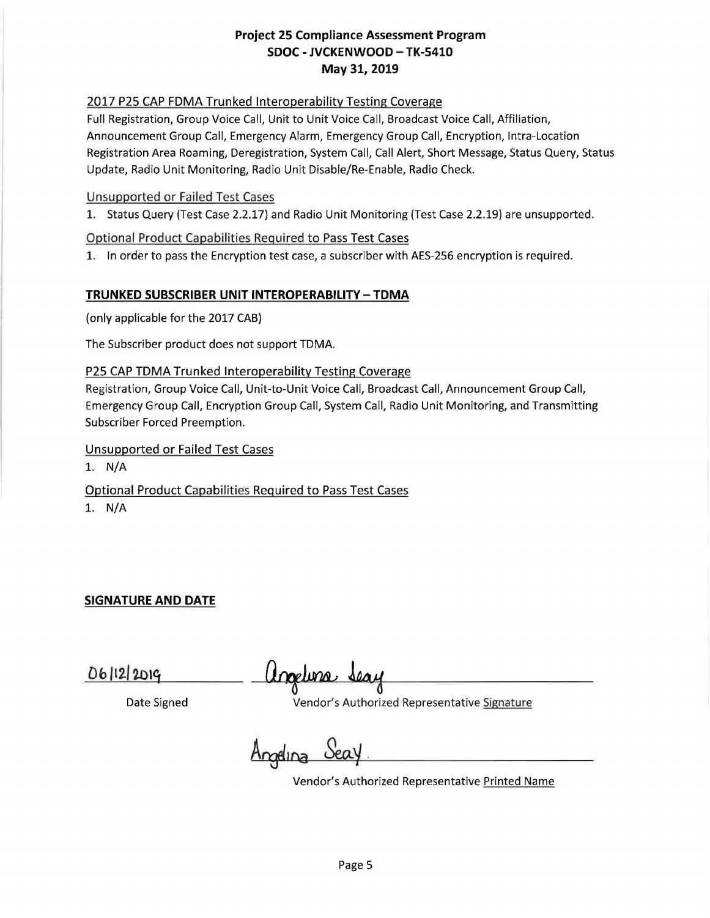2017 P25 CAP FDMA Trunked Interoperability Testing Coverage

Full Registration, Group Voice Call, Unit to Unit Voice Call, Broadcast Voice Call, Affiliation, Announcement Group Call, Emergency Alarm, Emergency Group Call, Encryption, Intra-Location Registration Area Roaming, Deregistration, System Call, Call Alert, Short Message, Status Query, Status Update, Radio Unit Monitoring, Radio Unit Disable/Re-Enable, Radio Check.

Unsupported or Failed Test Cases

1. Status Query (Test Case 2.2.17) and Radio Unit Monitoring (Test Case 2.2.19) are unsupported.

Optional Product Capabilities Required to Pass Test Cases

1. In order to pass the Encryption test case, a subscriber with AES-256 encryption is required.

**TRUNKED SUBSCRIBER UNIT INTEROPERABILITY – TDMA**

(only applicable for the 2017 CAB)

The Subscriber product does not support TDMA.

P25 CAP TDMA Trunked Interoperability Testing Coverage

Registration, Group Voice Call, Unit-to-Unit Voice Call, Broadcast Call, Announcement Group Call, Emergency Group Call, Encryption Group Call, System Call, Radio Unit Monitoring, and Transmitting Subscriber Forced Preemption.

Unsupported or Failed Test Cases

1. N/A

Optional Product Capabilities Required to Pass Test Cases

1. N/A

**SIGNATURE AND DATE**

06/12/2019 — Date Signed

Angelina Seay — Vendor's Authorized Representative Signature

Angelina Seay. — Vendor's Authorized Representative Printed Name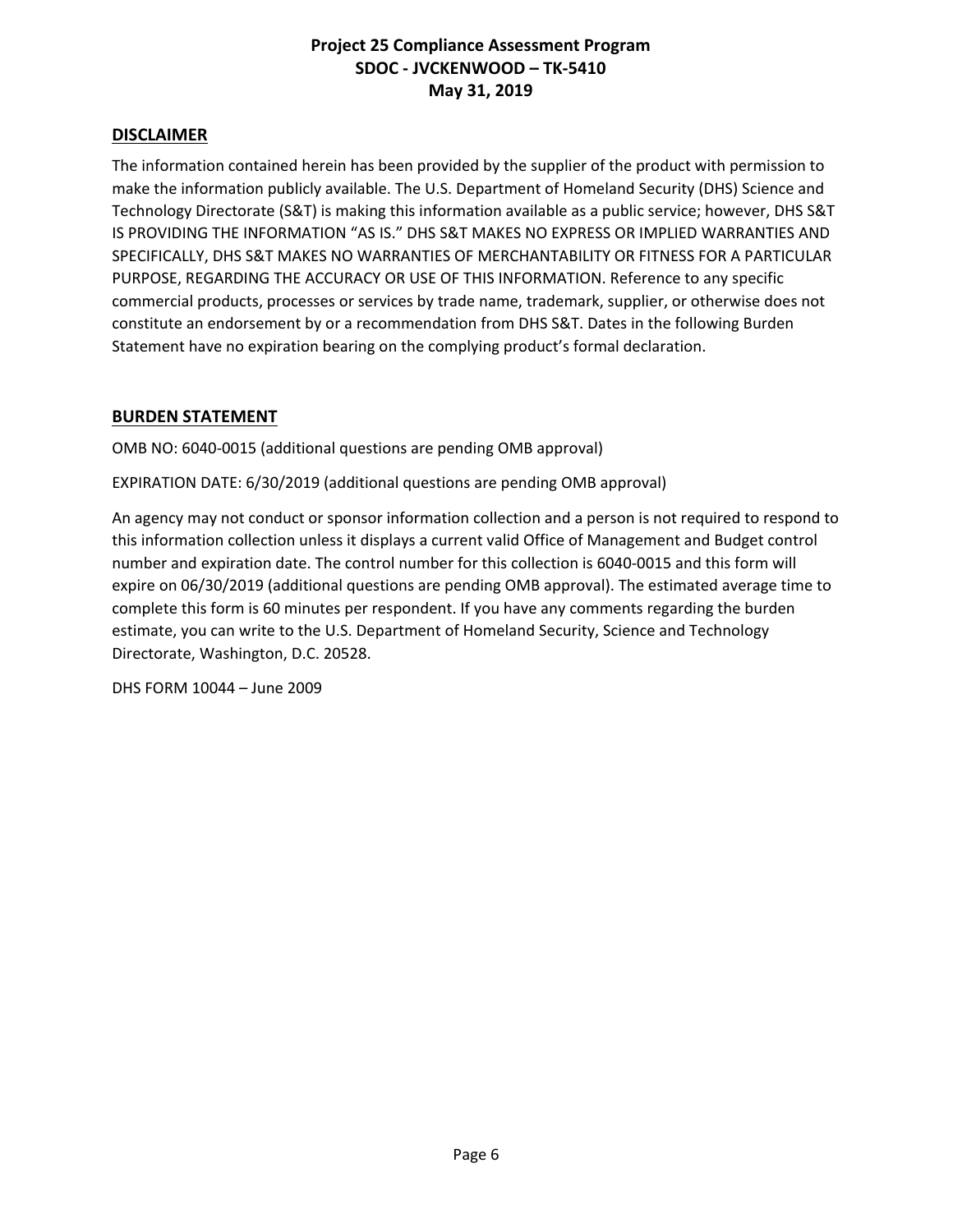## DISCLAIMER

The information contained herein has been provided by the supplier of the product with permission to make the information publicly available. The U.S. Department of Homeland Security (DHS) Science and Technology Directorate (S&T) is making this information available as a public service; however, DHS S&T IS PROVIDING THE INFORMATION "AS IS." DHS S&T MAKES NO EXPRESS OR IMPLIED WARRANTIES AND SPECIFICALLY, DHS S&T MAKES NO WARRANTIES OF MERCHANTABILITY OR FITNESS FOR A PARTICULAR PURPOSE, REGARDING THE ACCURACY OR USE OF THIS INFORMATION. Reference to any specific commercial products, processes or services by trade name, trademark, supplier, or otherwise does not constitute an endorsement by or a recommendation from DHS S&T. Dates in the following Burden Statement have no expiration bearing on the complying product's formal declaration.

## BURDEN STATEMENT

OMB NO: 6040-0015 (additional questions are pending OMB approval)

EXPIRATION DATE: 6/30/2019 (additional questions are pending OMB approval)

An agency may not conduct or sponsor information collection and a person is not required to respond to this information collection unless it displays a current valid Office of Management and Budget control number and expiration date. The control number for this collection is 6040-0015 and this form will expire on 06/30/2019 (additional questions are pending OMB approval). The estimated average time to complete this form is 60 minutes per respondent. If you have any comments regarding the burden estimate, you can write to the U.S. Department of Homeland Security, Science and Technology Directorate, Washington, D.C. 20528.

DHS FORM 10044 – June 2009